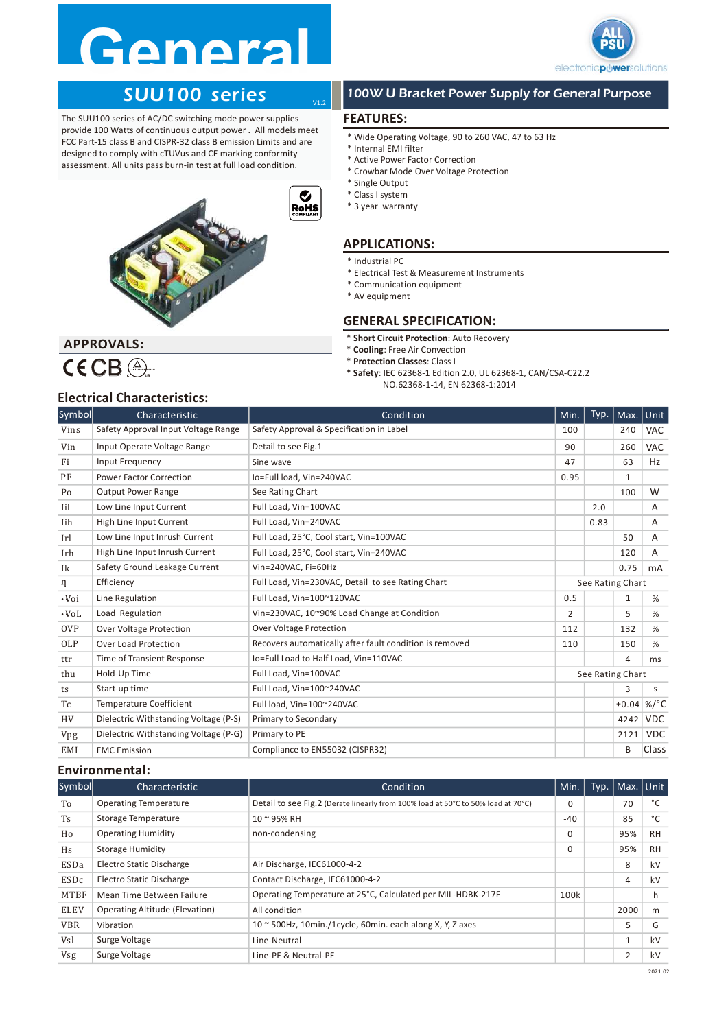# General

## SUU100 series

V1.2

The SUU100 series of AC/DC switching mode power supplies provide 100 Watts of continuous output power . All models meet FCC Part-15 class B and CISPR-32 class B emission Limits and are designed to comply with cTUVus and CE marking conformity assessment. All units pass burn-in test at full load condition.

## 100W U Bracket Power Supply for General Purpose

### FEATURES:

* Wide Operating Voltage, 90 to 260 VAC, 47 to 63 Hz
* Internal EMI filter
* Active Power Factor Correction
* Crowbar Mode Over Voltage Protection
* Single Output
* Class I system
* 3 year warranty

### APPLICATIONS:

* Industrial PC
* Electrical Test & Measurement Instruments
* Communication equipment
* AV equipment

### GENERAL SPECIFICATION:

* **Short Circuit Protection**: Auto Recovery
* **Cooling**: Free Air Convection
* **Protection Classes**: Class I
* **Safety**: IEC 62368-1 Edition 2.0, UL 62368-1, CAN/CSA-C22.2 NO.62368-1-14, EN 62368-1:2014

### APPROVALS:

CE CB

## Electrical Characteristics:

| Symbol | Characteristic | Condition | Min. | Typ. | Max. | Unit |
|---|---|---|---|---|---|---|
| Vins | Safety Approval Input Voltage Range | Safety Approval & Specification in Label | 100 | | 240 | VAC |
| Vin | Input Operate Voltage Range | Detail to see Fig.1 | 90 | | 260 | VAC |
| Fi | Input Frequency | Sine wave | 47 | | 63 | Hz |
| PF | Power Factor Correction | Io=Full load, Vin=240VAC | 0.95 | | 1 | |
| Po | Output Power Range | See Rating Chart | | | 100 | W |
| Iil | Low Line Input Current | Full Load, Vin=100VAC | | 2.0 | | A |
| Iih | High Line Input Current | Full Load, Vin=240VAC | | 0.83 | | A |
| Irl | Low Line Input Inrush Current | Full Load, 25°C, Cool start, Vin=100VAC | | | 50 | A |
| Irh | High Line Input Inrush Current | Full Load, 25°C, Cool start, Vin=240VAC | | | 120 | A |
| Ik | Safety Ground Leakage Current | Vin=240VAC, Fi=60Hz | | | 0.75 | mA |
| η | Efficiency | Full Load, Vin=230VAC, Detail to see Rating Chart | See Rating Chart | | | |
| ·Voi | Line Regulation | Full Load, Vin=100~120VAC | 0.5 | | 1 | % |
| ·VoL | Load Regulation | Vin=230VAC, 10~90% Load Change at Condition | 2 | | 5 | % |
| OVP | Over Voltage Protection | Over Voltage Protection | 112 | | 132 | % |
| OLP | Over Load Protection | Recovers automatically after fault condition is removed | 110 | | 150 | % |
| ttr | Time of Transient Response | Io=Full Load to Half Load, Vin=110VAC | | | 4 | ms |
| thu | Hold-Up Time | Full Load, Vin=100VAC | See Rating Chart | | | |
| ts | Start-up time | Full Load, Vin=100~240VAC | | | 3 | s |
| Tc | Temperature Coefficient | Full load, Vin=100~240VAC | | | ±0.04 | %/°C |
| HV | Dielectric Withstanding Voltage (P-S) | Primary to Secondary | | | 4242 | VDC |
| Vpg | Dielectric Withstanding Voltage (P-G) | Primary to PE | | | 2121 | VDC |
| EMI | EMC Emission | Compliance to EN55032 (CISPR32) | | | B | Class |

## Environmental:

| Symbol | Characteristic | Condition | Min. | Typ. | Max. | Unit |
|---|---|---|---|---|---|---|
| To | Operating Temperature | Detail to see Fig.2 (Derate linearly from 100% load at 50°C to 50% load at 70°C) | 0 | | 70 | °C |
| Ts | Storage Temperature | 10 ~ 95% RH | -40 | | 85 | °C |
| Ho | Operating Humidity | non-condensing | 0 | | 95% | RH |
| Hs | Storage Humidity | | 0 | | 95% | RH |
| ESDa | Electro Static Discharge | Air Discharge, IEC61000-4-2 | | | 8 | kV |
| ESDc | Electro Static Discharge | Contact Discharge, IEC61000-4-2 | | | 4 | kV |
| MTBF | Mean Time Between Failure | Operating Temperature at 25°C, Calculated per MIL-HDBK-217F | 100k | | | h |
| ELEV | Operating Altitude (Elevation) | All condition | | | 2000 | m |
| VBR | Vibration | 10 ~ 500Hz, 10min./1cycle, 60min. each along X, Y, Z axes | | | 5 | G |
| Vsl | Surge Voltage | Line-Neutral | | | 1 | kV |
| Vsg | Surge Voltage | Line-PE & Neutral-PE | | | 2 | kV |

2021.02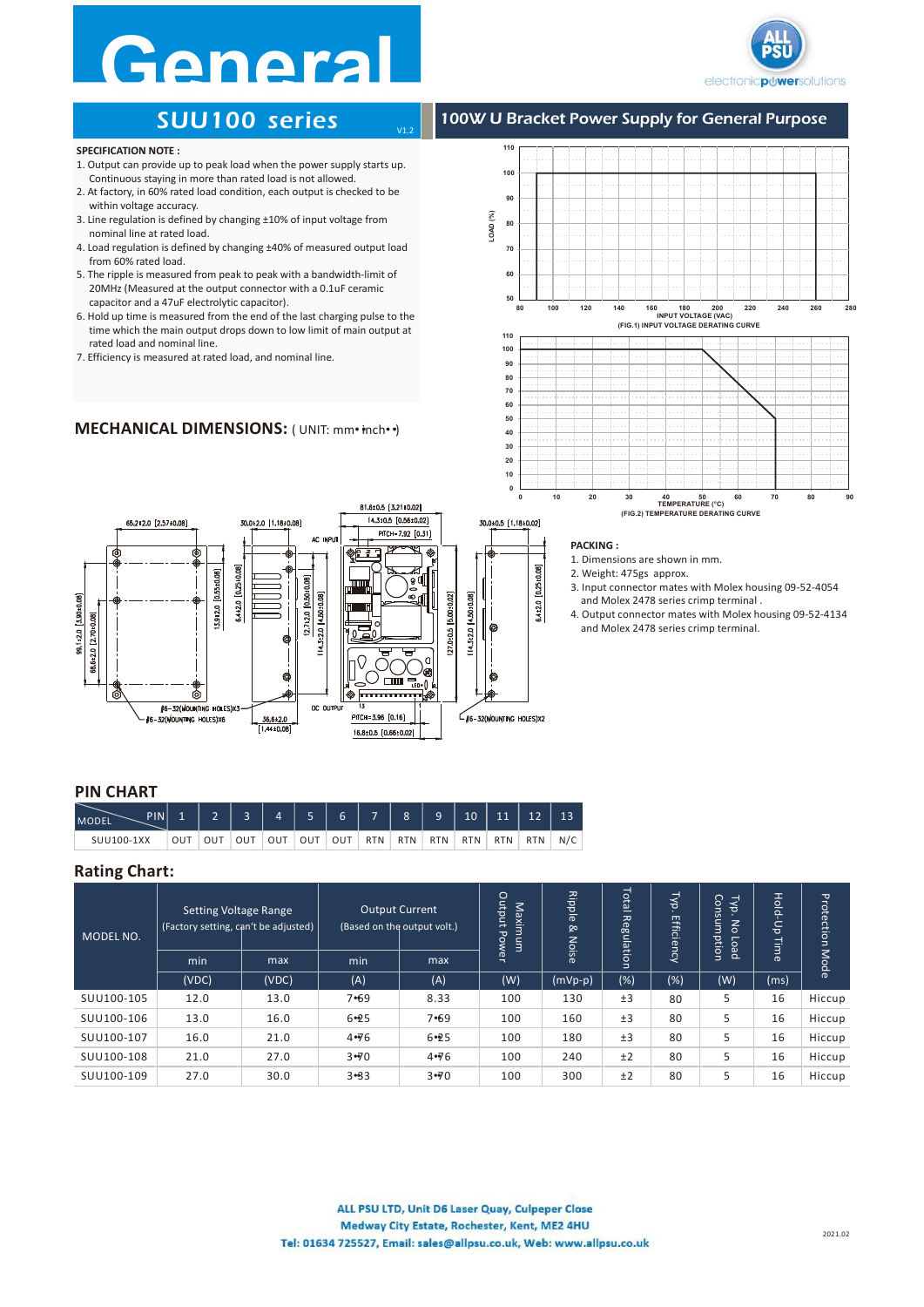# General

## SUU100 series

V1.2

## 100W U Bracket Power Supply for General Purpose

**SPECIFICATION NOTE :**

1. Output can provide up to peak load when the power supply starts up. Continuous staying in more than rated load is not allowed.
2. At factory, in 60% rated load condition, each output is checked to be within voltage accuracy.
3. Line regulation is defined by changing ±10% of input voltage from nominal line at rated load.
4. Load regulation is defined by changing ±40% of measured output load from 60% rated load.
5. The ripple is measured from peak to peak with a bandwidth-limit of 20MHz (Measured at the output connector with a 0.1uF ceramic capacitor and a 47uF electrolytic capacitor).
6. Hold up time is measured from the end of the last charging pulse to the time which the main output drops down to low limit of main output at rated load and nominal line.
7. Efficiency is measured at rated load, and nominal line.

LOAD (%)
110
100
90
80
70
60
50
80 100 120 140 160 180 200 220 240 260 280
INPUT VOLTAGE (VAC)
(FIG.1) INPUT VOLTAGE DERATING CURVE

110
100
90
80
70
60
50
40
30
20
10
0
0 10 20 30 40 50 60 70 80 90
TEMPERATURE (°C)
(FIG.2) TEMPERATURE DERATING CURVE

## MECHANICAL DIMENSIONS: ( UNIT: mm (inch) )

65.2±2.0 [2.57±0.08]
30.0±2.0 [1.18±0.08]
81.6±0.5 [3.21±0.02]
14.3±0.5 [0.56±0.02]
PITCH=7.92 [0.31]
AC INPUT
30.0±0.5 [1.18±0.02]
99.1±2.0 [3.90±0.08]
68.6±2.0 [2.70±0.08]
13.9±2.0 [0.55±0.08]
6.4±2.0 [0.25±0.08]
12.7±2.0 [0.50±0.08]
114.3±2.0 [4.50±0.08]
127.0±0.5 [5.00±0.02]
114.3±2.0 [4.50±0.08]
6.4±2.0 [0.25±0.08]
#6-32(MOUNTING HOLES)X3
#6-32(MOUNTING HOLES)X6
36.6±2.0 [1.44±0.08]
DC OUTPUT
PITCH=3.96 [0.16]
16.8±0.5 [0.66±0.02]
#6-32(MOUNTING HOLES)X2

**PACKING :**

1. Dimensions are shown in mm.
2. Weight: 475gs approx.
3. Input connector mates with Molex housing 09-52-4054 and Molex 2478 series crimp terminal .
4. Output connector mates with Molex housing 09-52-4134 and Molex 2478 series crimp terminal.

## PIN CHART

| MODEL \ PIN | 1 | 2 | 3 | 4 | 5 | 6 | 7 | 8 | 9 | 10 | 11 | 12 | 13 |
|---|---|---|---|---|---|---|---|---|---|---|---|---|---|
| SUU100-1XX | OUT | OUT | OUT | OUT | OUT | OUT | RTN | RTN | RTN | RTN | RTN | RTN | N/C |

## Rating Chart:

| MODEL NO. | Setting Voltage Range (Factory setting, can't be adjusted) | | Output Current (Based on the output volt.) | | Maximum Output Power | Ripple & Noise | Total Regulation | Typ. Efficiency | Typ. No Load Consumption | Hold-Up Time | Protection Mode |
|---|---|---|---|---|---|---|---|---|---|---|---|
| | min | max | min | max | | | | | | | |
| | (VDC) | (VDC) | (A) | (A) | (W) | (mVp-p) | (%) | (%) | (W) | (ms) | |
| SUU100-105 | 12.0 | 13.0 | 7.69 | 8.33 | 100 | 130 | ±3 | 80 | 5 | 16 | Hiccup |
| SUU100-106 | 13.0 | 16.0 | 6.25 | 7.69 | 100 | 160 | ±3 | 80 | 5 | 16 | Hiccup |
| SUU100-107 | 16.0 | 21.0 | 4.76 | 6.25 | 100 | 180 | ±3 | 80 | 5 | 16 | Hiccup |
| SUU100-108 | 21.0 | 27.0 | 3.70 | 4.76 | 100 | 240 | ±2 | 80 | 5 | 16 | Hiccup |
| SUU100-109 | 27.0 | 30.0 | 3.33 | 3.70 | 100 | 300 | ±2 | 80 | 5 | 16 | Hiccup |

**ALL PSU LTD, Unit D6 Laser Quay, Culpeper Close**
**Medway City Estate, Rochester, Kent, ME2 4HU**
**Tel: 01634 725527, Email: sales@allpsu.co.uk, Web: www.allpsu.co.uk**

2021.02